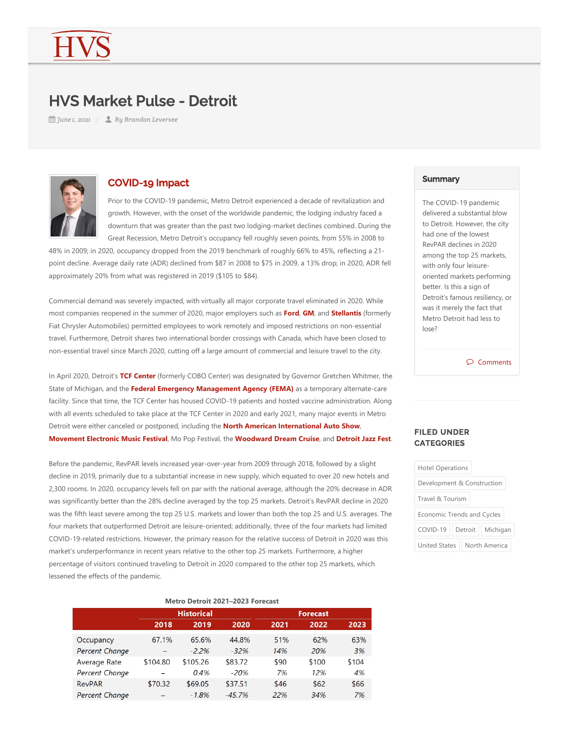# HVS Market Pulse - Detroit

June 1, 2021 / By Brandon Leversee

## COVID-19 Impact

Prior to the COVID-19 pandemic, Metro Detroit experienced a decade of revitalization and growth. However, with the onset of the worldwide pandemic, the lodging industry faced a downturn that was greater than the past two lodging-market declines combined. During the Great Recession, Metro Detroit's occupancy fell roughly seven points, from 55% in 2008 to 48% in 2009; in 2020, occupancy dropped from the 2019 benchmark of roughly 66% to 45%, reflecting a 21-point decline. Average daily rate (ADR) declined from $87 in 2008 to $75 in 2009, a 13% drop; in 2020, ADR fell approximately 20% from what was registered in 2019 ($105 to $84).

Commercial demand was severely impacted, with virtually all major corporate travel eliminated in 2020. While most companies reopened in the summer of 2020, major employers such as **Ford**, **GM**, and **Stellantis** (formerly Fiat Chrysler Automobiles) permitted employees to work remotely and imposed restrictions on non-essential travel. Furthermore, Detroit shares two international border crossings with Canada, which have been closed to non-essential travel since March 2020, cutting off a large amount of commercial and leisure travel to the city.

In April 2020, Detroit's **TCF Center** (formerly COBO Center) was designated by Governor Gretchen Whitmer, the State of Michigan, and the **Federal Emergency Management Agency (FEMA)** as a temporary alternate-care facility. Since that time, the TCF Center has housed COVID-19 patients and hosted vaccine administration. Along with all events scheduled to take place at the TCF Center in 2020 and early 2021, many major events in Metro Detroit were either canceled or postponed, including the **North American International Auto Show**, **Movement Electronic Music Festival**, Mo Pop Festival, the **Woodward Dream Cruise**, and **Detroit Jazz Fest**.

Before the pandemic, RevPAR levels increased year-over-year from 2009 through 2018, followed by a slight decline in 2019, primarily due to a substantial increase in new supply, which equated to over 20 new hotels and 2,300 rooms. In 2020, occupancy levels fell on par with the national average, although the 20% decrease in ADR was significantly better than the 28% decline averaged by the top 25 markets. Detroit's RevPAR decline in 2020 was the fifth least severe among the top 25 U.S. markets and lower than both the top 25 and U.S. averages. The four markets that outperformed Detroit are leisure-oriented; additionally, three of the four markets had limited COVID-19-related restrictions. However, the primary reason for the relative success of Detroit in 2020 was this market's underperformance in recent years relative to the other top 25 markets. Furthermore, a higher percentage of visitors continued traveling to Detroit in 2020 compared to the other top 25 markets, which lessened the effects of the pandemic.

**Metro Detroit 2021–2023 Forecast**

| | Historical | | | Forecast | | |
|---|---|---|---|---|---|---|
| | 2018 | 2019 | 2020 | 2021 | 2022 | 2023 |
| Occupancy | 67.1% | 65.6% | 44.8% | 51% | 62% | 63% |
| *Percent Change* | – | *-2.2%* | *-32%* | *14%* | *20%* | *3%* |
| Average Rate | $104.80 | $105.26 | $83.72 | $90 | $100 | $104 |
| *Percent Change* | – | *0.4%* | *-20%* | *7%* | *12%* | *4%* |
| RevPAR | $70.32 | $69.05 | $37.51 | $46 | $62 | $66 |
| *Percent Change* | – | *-1.8%* | *-45.7%* | *22%* | *34%* | *7%* |

## Summary

The COVID-19 pandemic delivered a substantial blow to Detroit. However, the city had one of the lowest RevPAR declines in 2020 among the top 25 markets, with only four leisure-oriented markets performing better. Is this a sign of Detroit's famous resiliency, or was it merely the fact that Metro Detroit had less to lose?

Comments

## FILED UNDER CATEGORIES

Hotel Operations, Development & Construction, Travel & Tourism, Economic Trends and Cycles, COVID-19, Detroit, Michigan, United States, North America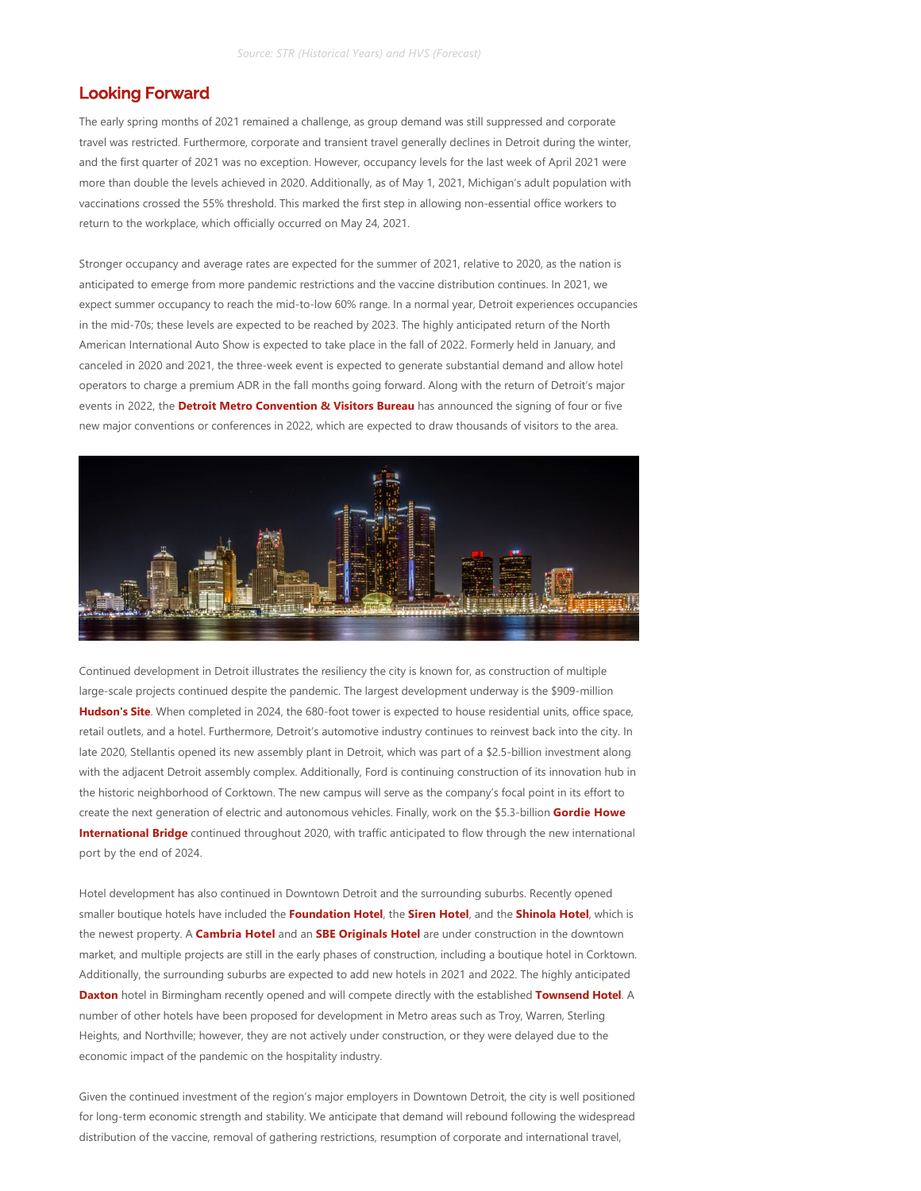*Source: STR (Historical Years) and HVS (Forecast)*

## Looking Forward

The early spring months of 2021 remained a challenge, as group demand was still suppressed and corporate travel was restricted. Furthermore, corporate and transient travel generally declines in Detroit during the winter, and the first quarter of 2021 was no exception. However, occupancy levels for the last week of April 2021 were more than double the levels achieved in 2020. Additionally, as of May 1, 2021, Michigan's adult population with vaccinations crossed the 55% threshold. This marked the first step in allowing non-essential office workers to return to the workplace, which officially occurred on May 24, 2021.

Stronger occupancy and average rates are expected for the summer of 2021, relative to 2020, as the nation is anticipated to emerge from more pandemic restrictions and the vaccine distribution continues. In 2021, we expect summer occupancy to reach the mid-to-low 60% range. In a normal year, Detroit experiences occupancies in the mid-70s; these levels are expected to be reached by 2023. The highly anticipated return of the North American International Auto Show is expected to take place in the fall of 2022. Formerly held in January, and canceled in 2020 and 2021, the three-week event is expected to generate substantial demand and allow hotel operators to charge a premium ADR in the fall months going forward. Along with the return of Detroit's major events in 2022, the **Detroit Metro Convention & Visitors Bureau** has announced the signing of four or five new major conventions or conferences in 2022, which are expected to draw thousands of visitors to the area.

Continued development in Detroit illustrates the resiliency the city is known for, as construction of multiple large-scale projects continued despite the pandemic. The largest development underway is the $909-million **Hudson's Site**. When completed in 2024, the 680-foot tower is expected to house residential units, office space, retail outlets, and a hotel. Furthermore, Detroit's automotive industry continues to reinvest back into the city. In late 2020, Stellantis opened its new assembly plant in Detroit, which was part of a $2.5-billion investment along with the adjacent Detroit assembly complex. Additionally, Ford is continuing construction of its innovation hub in the historic neighborhood of Corktown. The new campus will serve as the company's focal point in its effort to create the next generation of electric and autonomous vehicles. Finally, work on the $5.3-billion **Gordie Howe International Bridge** continued throughout 2020, with traffic anticipated to flow through the new international port by the end of 2024.

Hotel development has also continued in Downtown Detroit and the surrounding suburbs. Recently opened smaller boutique hotels have included the **Foundation Hotel**, the **Siren Hotel**, and the **Shinola Hotel**, which is the newest property. A **Cambria Hotel** and an **SBE Originals Hotel** are under construction in the downtown market, and multiple projects are still in the early phases of construction, including a boutique hotel in Corktown. Additionally, the surrounding suburbs are expected to add new hotels in 2021 and 2022. The highly anticipated **Daxton** hotel in Birmingham recently opened and will compete directly with the established **Townsend Hotel**. A number of other hotels have been proposed for development in Metro areas such as Troy, Warren, Sterling Heights, and Northville; however, they are not actively under construction, or they were delayed due to the economic impact of the pandemic on the hospitality industry.

Given the continued investment of the region's major employers in Downtown Detroit, the city is well positioned for long-term economic strength and stability. We anticipate that demand will rebound following the widespread distribution of the vaccine, removal of gathering restrictions, resumption of corporate and international travel,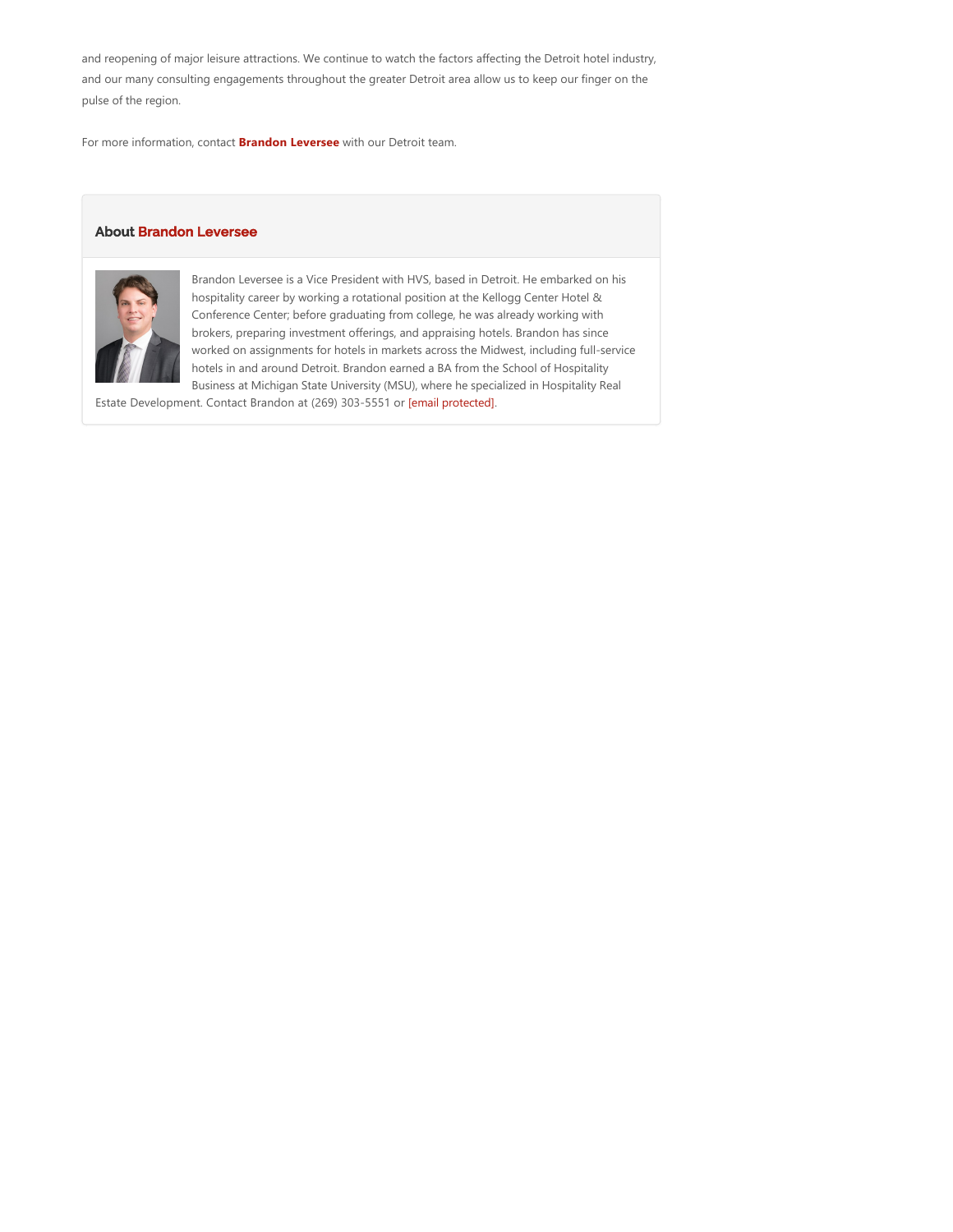and reopening of major leisure attractions. We continue to watch the factors affecting the Detroit hotel industry, and our many consulting engagements throughout the greater Detroit area allow us to keep our finger on the pulse of the region.

For more information, contact **Brandon Leversee** with our Detroit team.

### About Brandon Leversee

Brandon Leversee is a Vice President with HVS, based in Detroit. He embarked on his hospitality career by working a rotational position at the Kellogg Center Hotel & Conference Center; before graduating from college, he was already working with brokers, preparing investment offerings, and appraising hotels. Brandon has since worked on assignments for hotels in markets across the Midwest, including full-service hotels in and around Detroit. Brandon earned a BA from the School of Hospitality Business at Michigan State University (MSU), where he specialized in Hospitality Real Estate Development. Contact Brandon at (269) 303-5551 or [email protected].